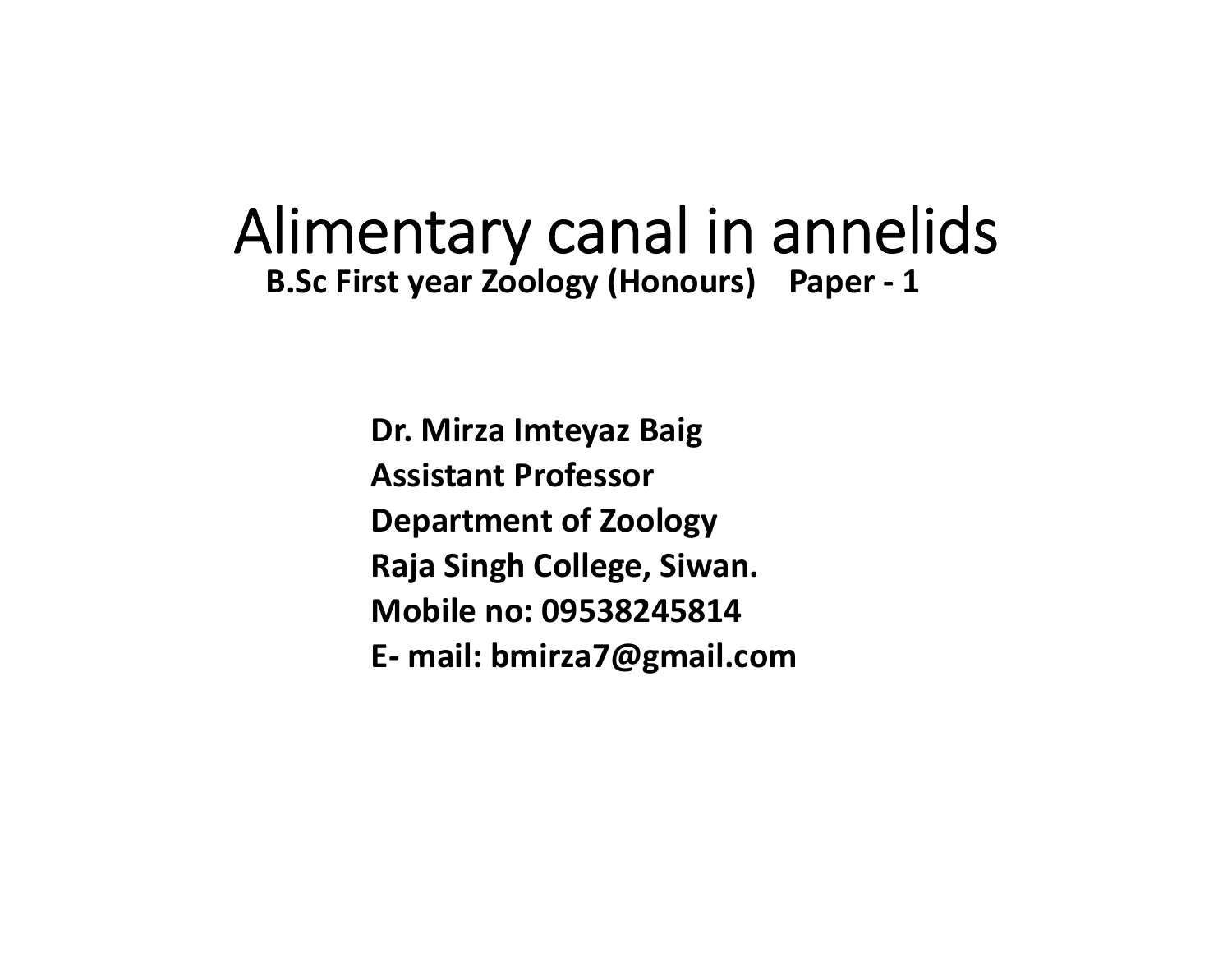# Alimentary canal in annelids

**B.Sc First year Zoology (Honours) Paper - 1**

**Dr. Mirza Imteyaz Baig**
**Assistant Professor**
**Department of Zoology**
**Raja Singh College, Siwan.**
**Mobile no: 09538245814**
**E- mail: bmirza7@gmail.com**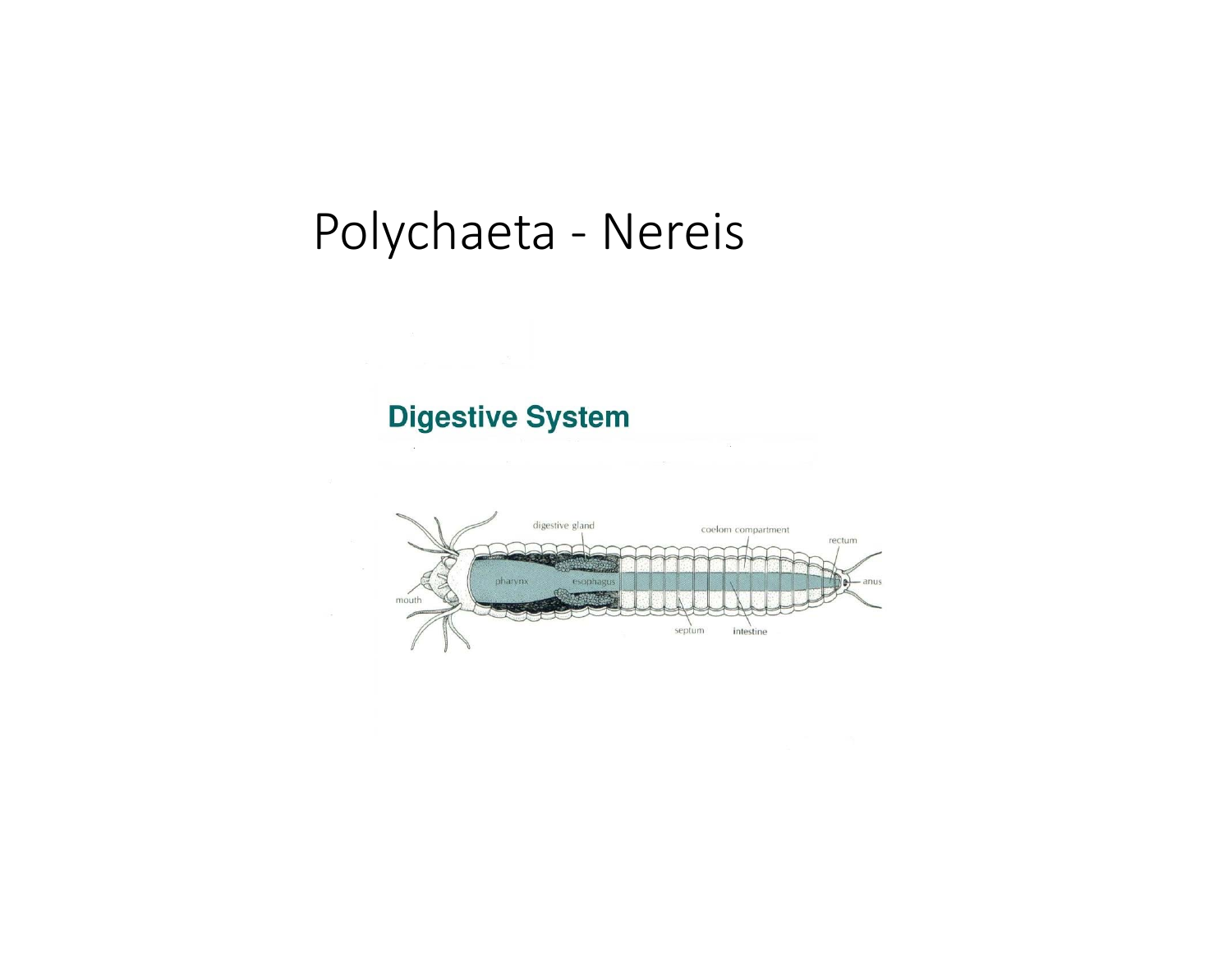# Polychaeta - Nereis

## Digestive System

digestive gland

coelom compartment

rectum

pharynx

esophagus

mouth

anus

septum

intestine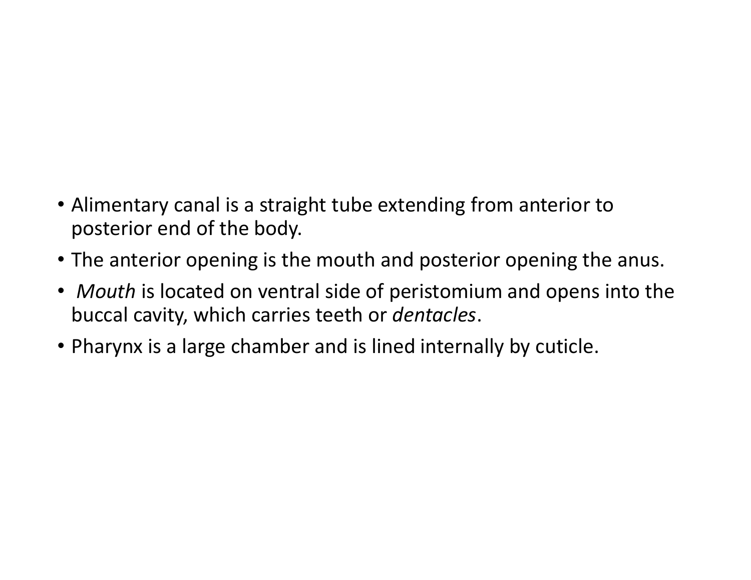- Alimentary canal is a straight tube extending from anterior to posterior end of the body.
- The anterior opening is the mouth and posterior opening the anus.
- *Mouth* is located on ventral side of peristomium and opens into the buccal cavity, which carries teeth or *dentacles*.
- Pharynx is a large chamber and is lined internally by cuticle.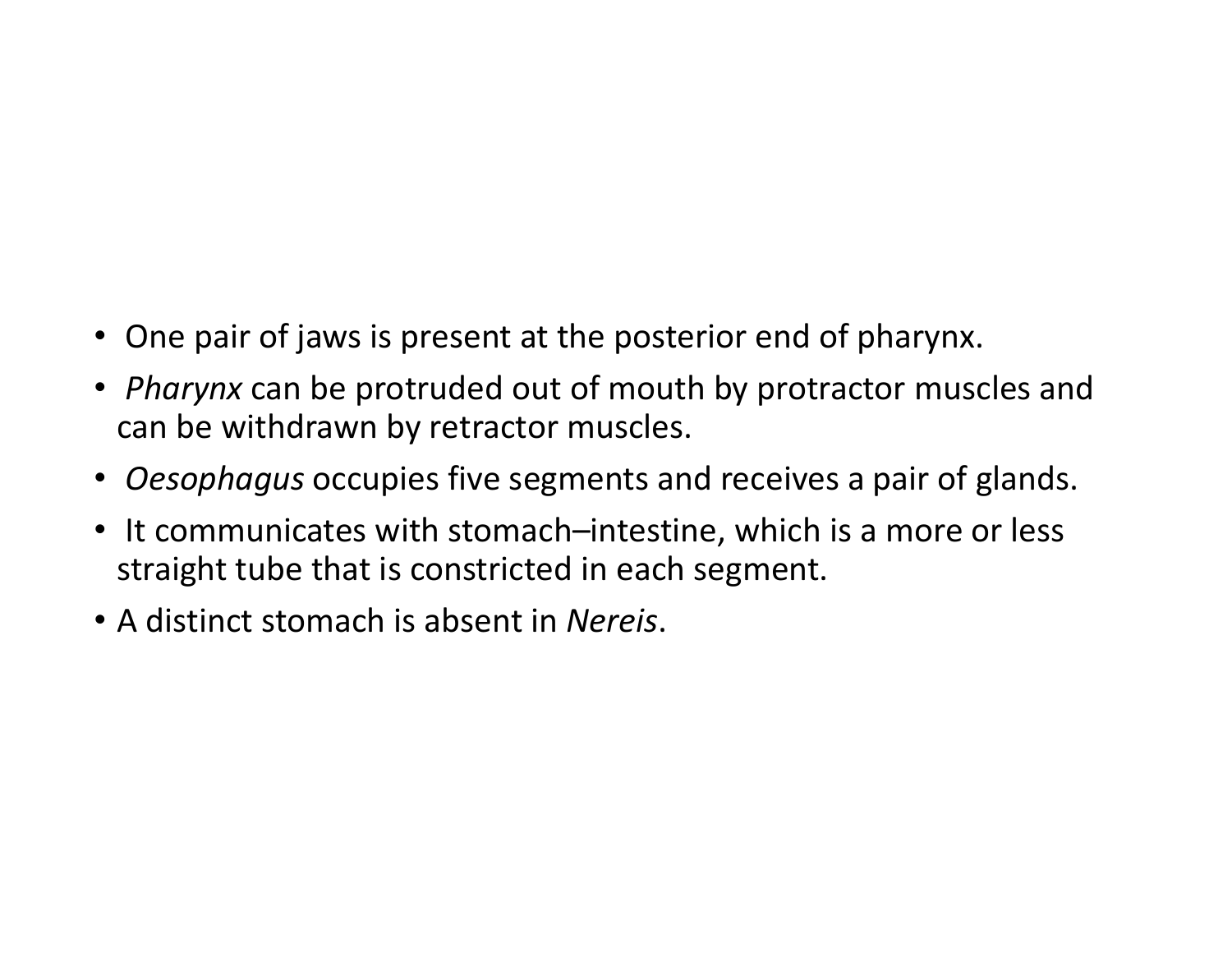- One pair of jaws is present at the posterior end of pharynx.
- *Pharynx* can be protruded out of mouth by protractor muscles and can be withdrawn by retractor muscles.
- *Oesophagus* occupies five segments and receives a pair of glands.
- It communicates with stomach–intestine, which is a more or less straight tube that is constricted in each segment.
- A distinct stomach is absent in *Nereis*.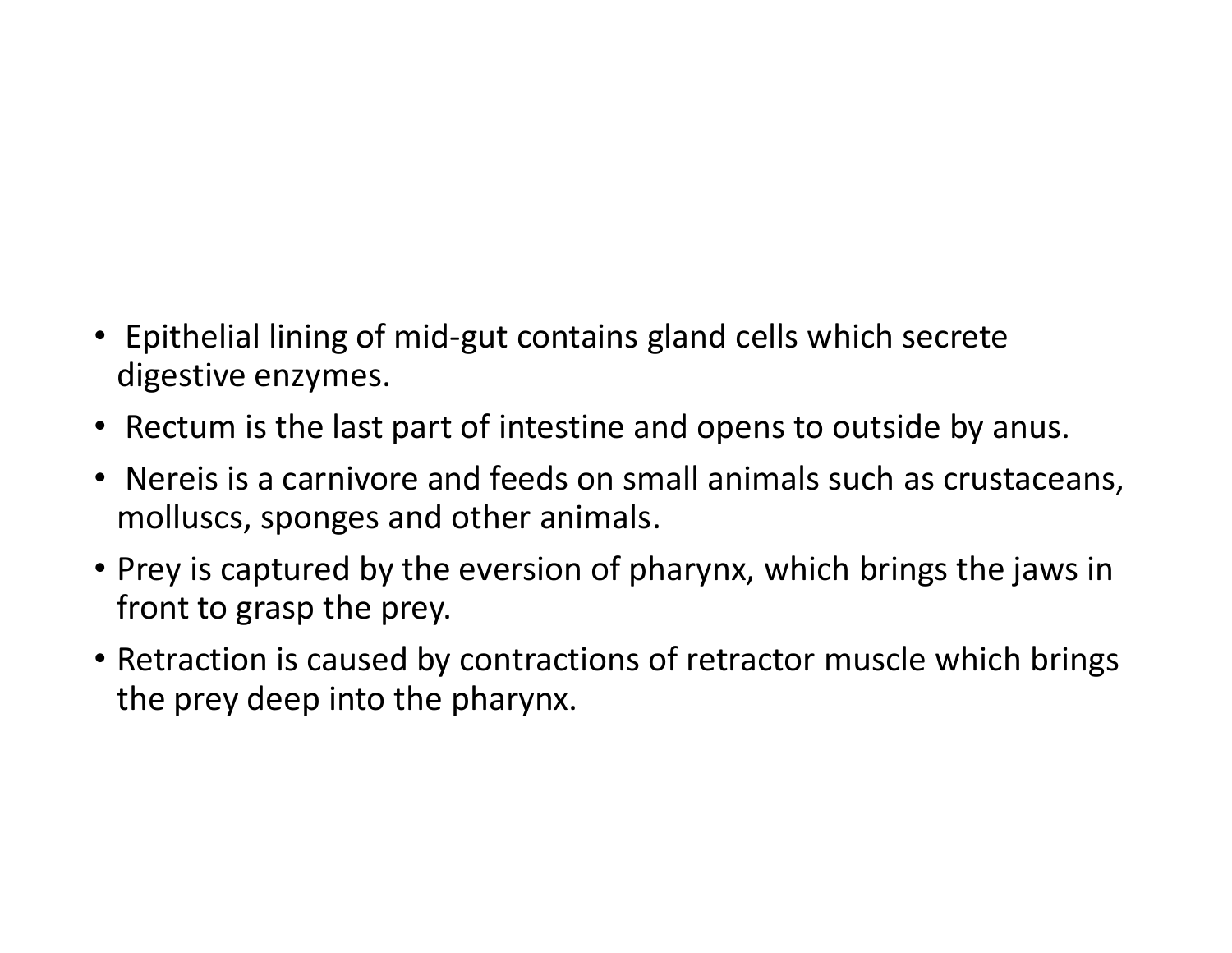- Epithelial lining of mid-gut contains gland cells which secrete digestive enzymes.
- Rectum is the last part of intestine and opens to outside by anus.
- Nereis is a carnivore and feeds on small animals such as crustaceans, molluscs, sponges and other animals.
- Prey is captured by the eversion of pharynx, which brings the jaws in front to grasp the prey.
- Retraction is caused by contractions of retractor muscle which brings the prey deep into the pharynx.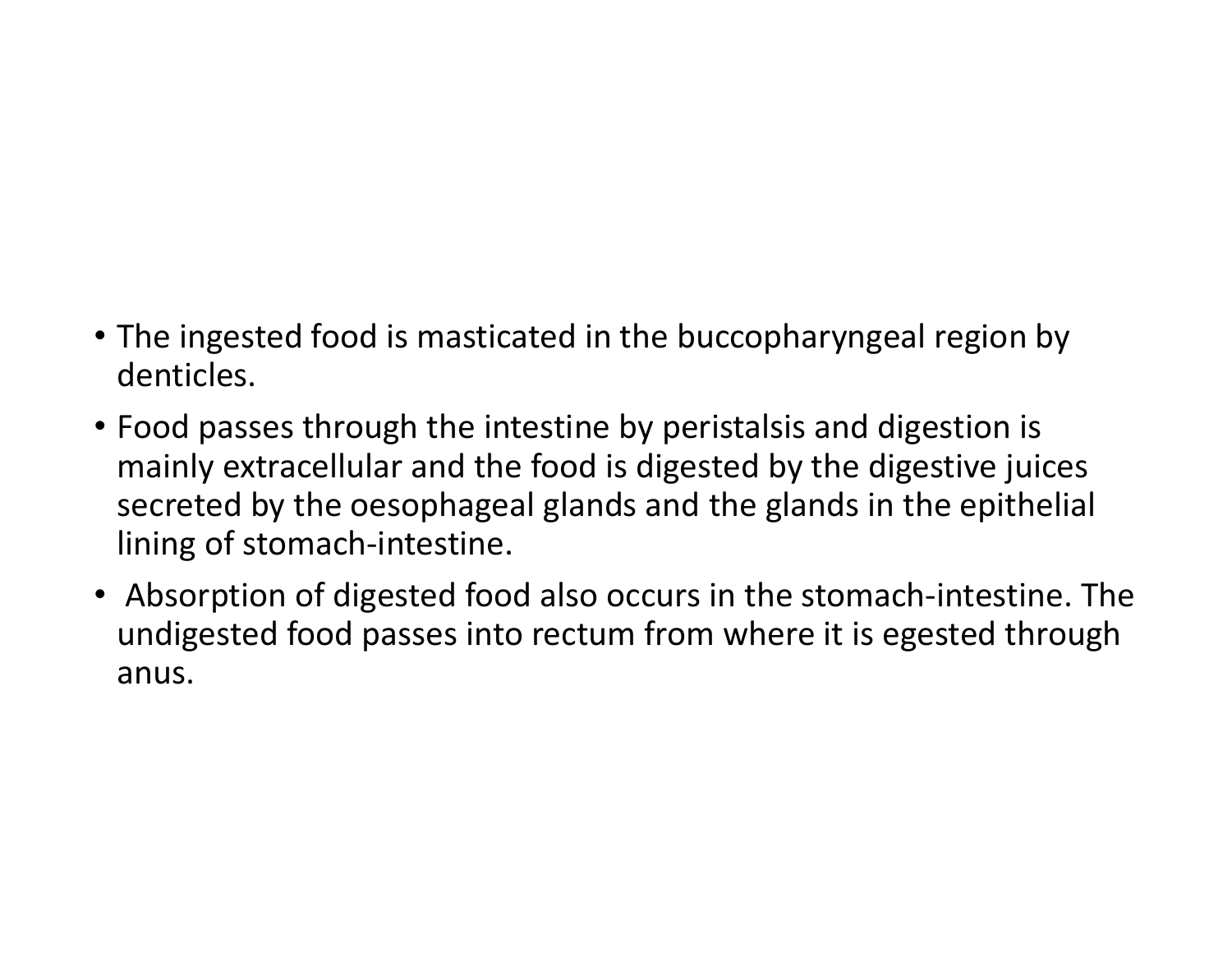- The ingested food is masticated in the buccopharyngeal region by denticles.
- Food passes through the intestine by peristalsis and digestion is mainly extracellular and the food is digested by the digestive juices secreted by the oesophageal glands and the glands in the epithelial lining of stomach-intestine.
- Absorption of digested food also occurs in the stomach-intestine. The undigested food passes into rectum from where it is egested through anus.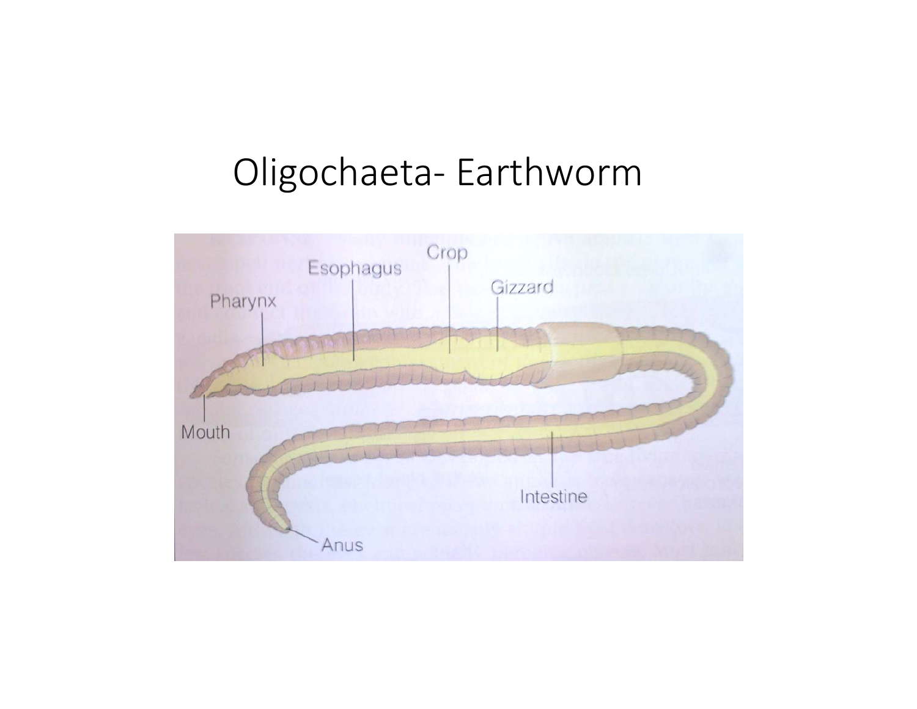# Oligochaeta- Earthworm

Crop

Esophagus

Gizzard

Pharynx

Mouth

Intestine

Anus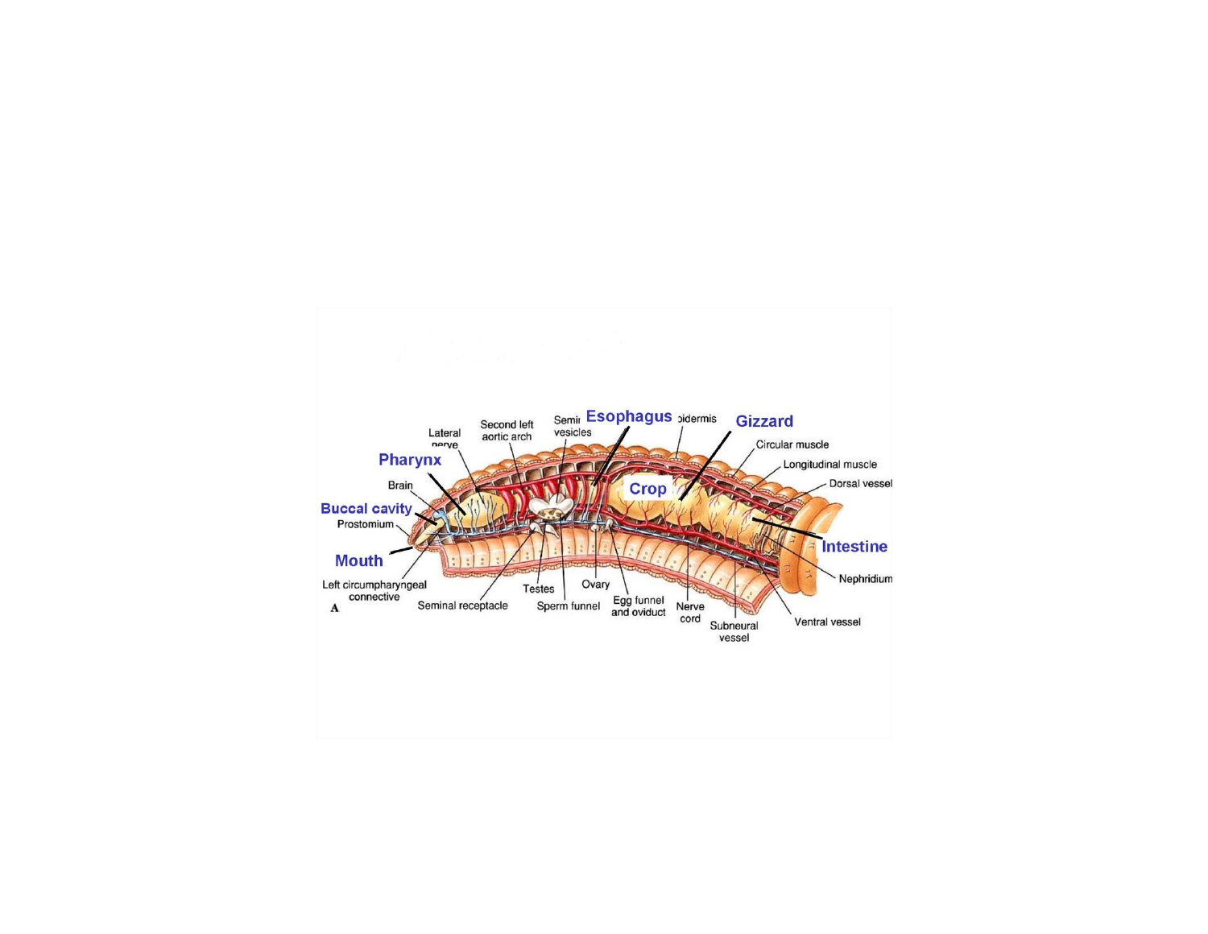Lateral nerve

Second left aortic arch

Seminal vesicles

**Esophagus**

Epidermis

**Gizzard**

Circular muscle

Longitudinal muscle

Dorsal vessel

**Pharynx**

Brain

**Crop**

**Buccal cavity**

Prostomium

**Intestine**

**Mouth**

Nephridium

Left circumpharyngeal connective

A

Seminal receptacle

Testes

Sperm funnel

Ovary

Egg funnel and oviduct

Nerve cord

Subneural vessel

Ventral vessel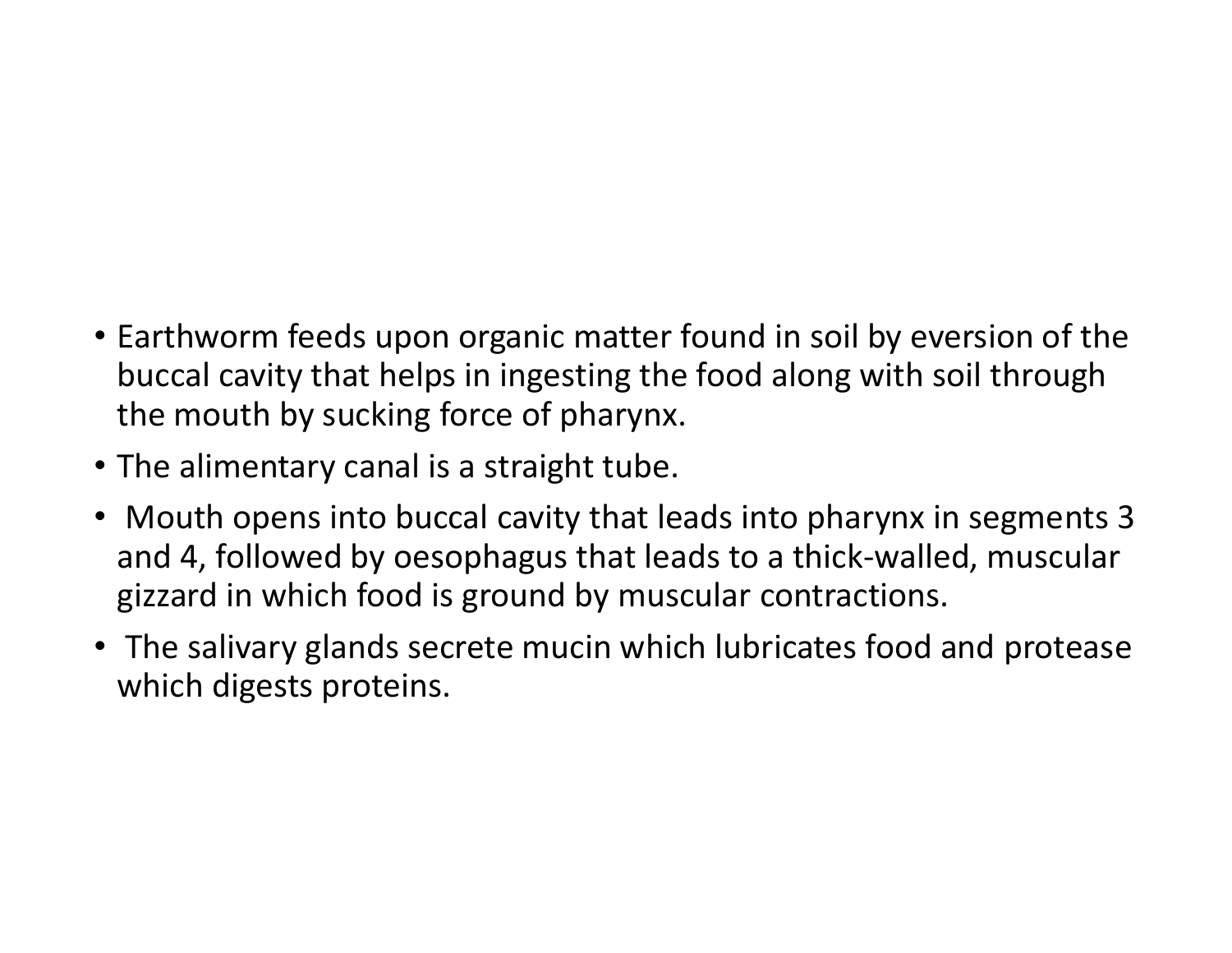- Earthworm feeds upon organic matter found in soil by eversion of the buccal cavity that helps in ingesting the food along with soil through the mouth by sucking force of pharynx.
- The alimentary canal is a straight tube.
- Mouth opens into buccal cavity that leads into pharynx in segments 3 and 4, followed by oesophagus that leads to a thick-walled, muscular gizzard in which food is ground by muscular contractions.
- The salivary glands secrete mucin which lubricates food and protease which digests proteins.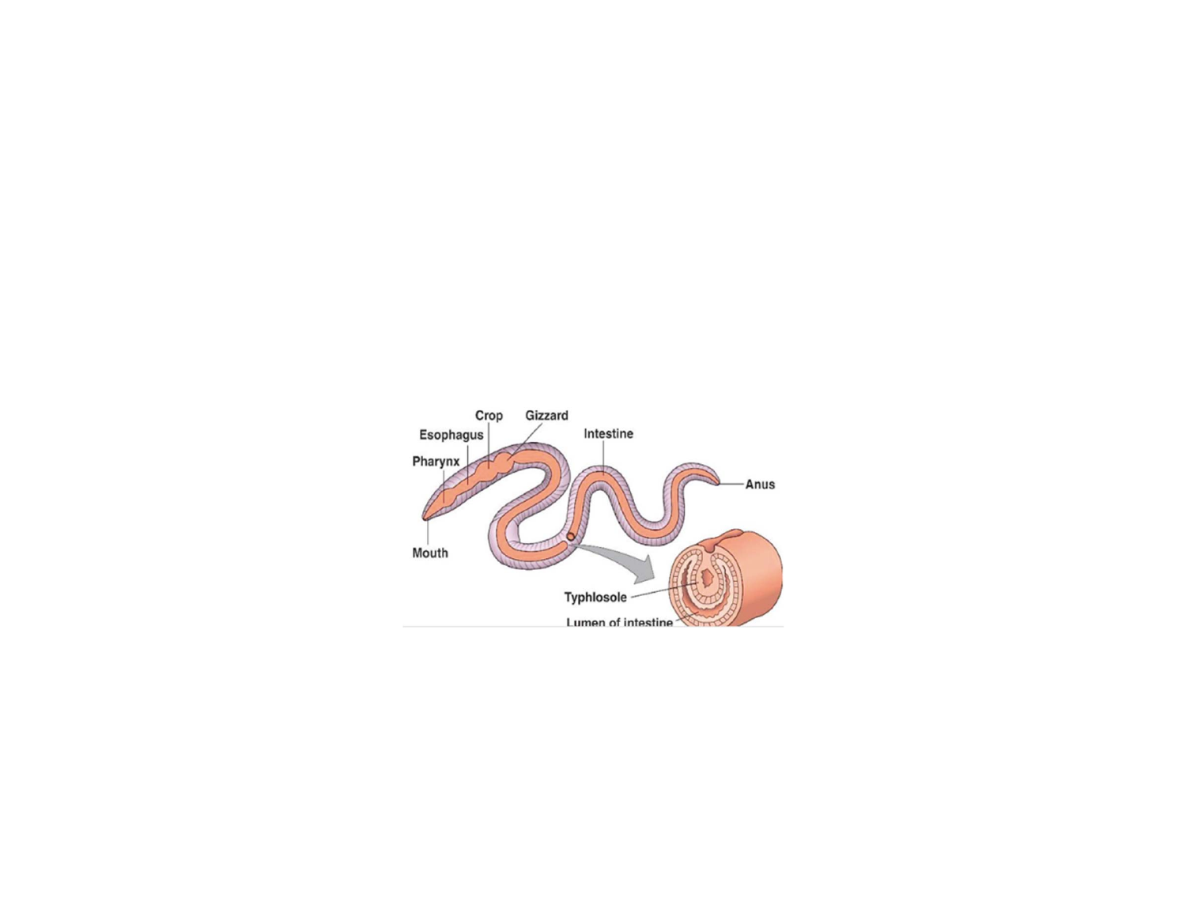Crop

Gizzard

Esophagus

Intestine

Pharynx

Anus

Mouth

Typhlosole

Lumen of intestine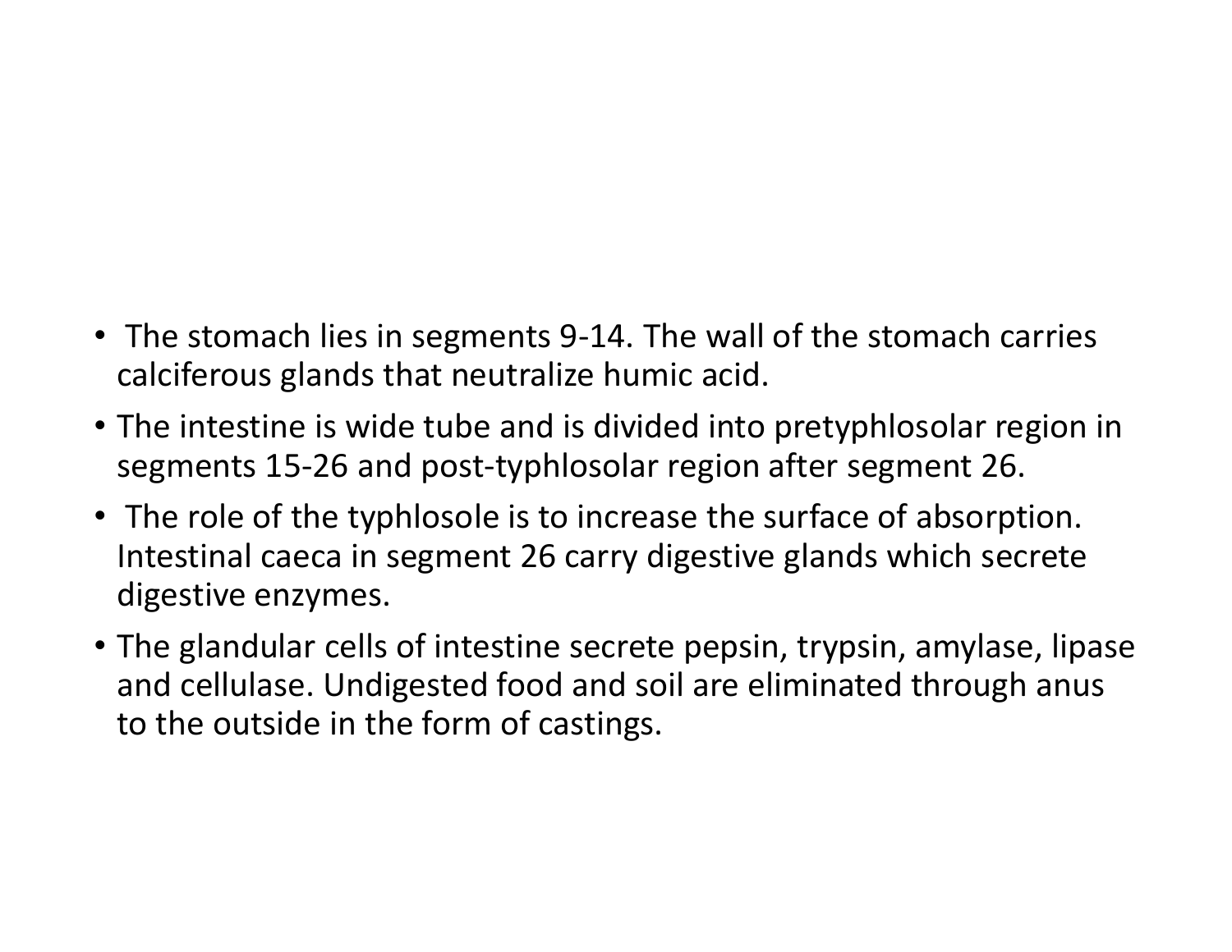- The stomach lies in segments 9-14. The wall of the stomach carries calciferous glands that neutralize humic acid.
- The intestine is wide tube and is divided into pretyphlosolar region in segments 15-26 and post-typhlosolar region after segment 26.
- The role of the typhlosole is to increase the surface of absorption. Intestinal caeca in segment 26 carry digestive glands which secrete digestive enzymes.
- The glandular cells of intestine secrete pepsin, trypsin, amylase, lipase and cellulase. Undigested food and soil are eliminated through anus to the outside in the form of castings.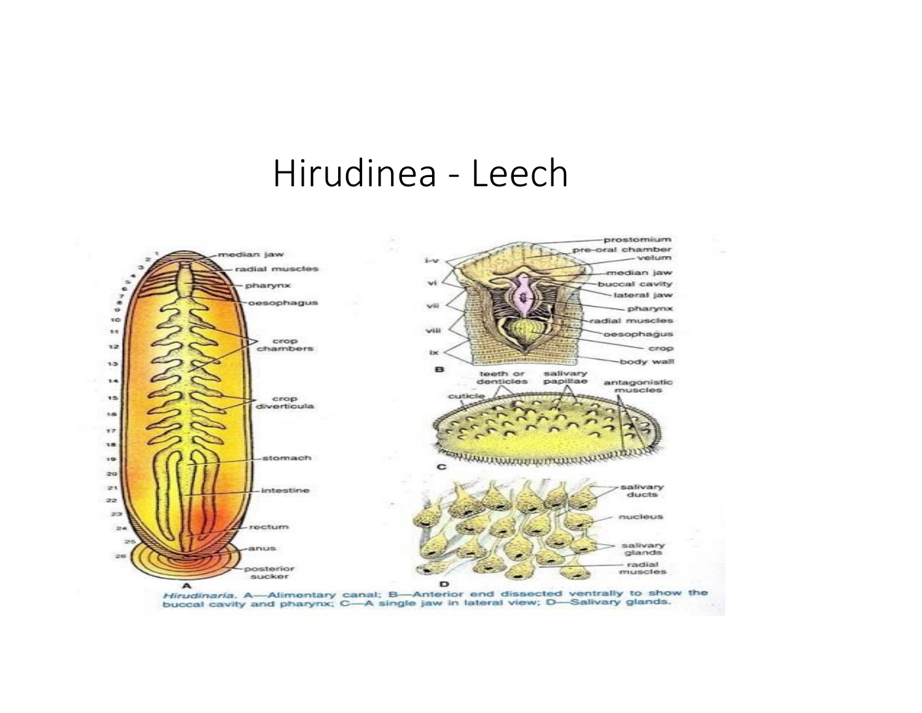# Hirudinea - Leech

*Hirudinaria*. A—Alimentary canal; B—Anterior end dissected ventrally to show the buccal cavity and pharynx; C—A single jaw in lateral view; D—Salivary glands.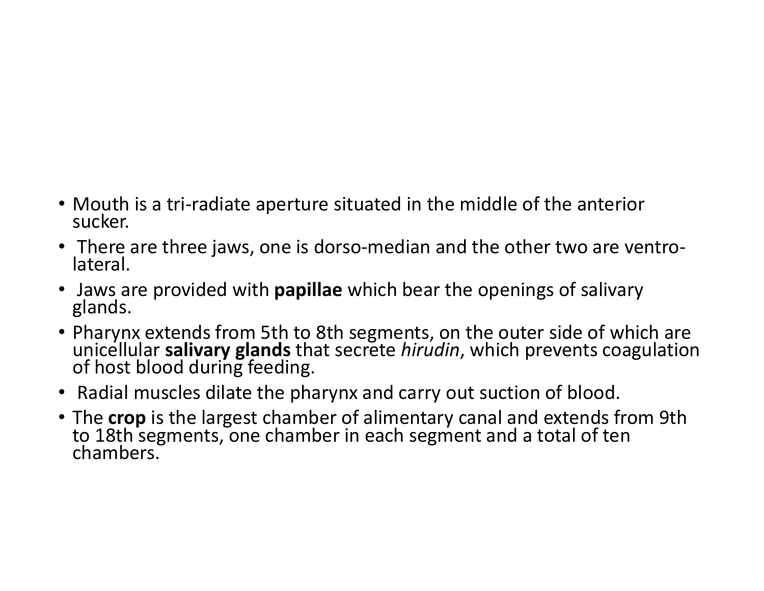- Mouth is a tri-radiate aperture situated in the middle of the anterior sucker.
- There are three jaws, one is dorso-median and the other two are ventro-lateral.
- Jaws are provided with **papillae** which bear the openings of salivary glands.
- Pharynx extends from 5th to 8th segments, on the outer side of which are unicellular **salivary glands** that secrete *hirudin*, which prevents coagulation of host blood during feeding.
- Radial muscles dilate the pharynx and carry out suction of blood.
- The **crop** is the largest chamber of alimentary canal and extends from 9th to 18th segments, one chamber in each segment and a total of ten chambers.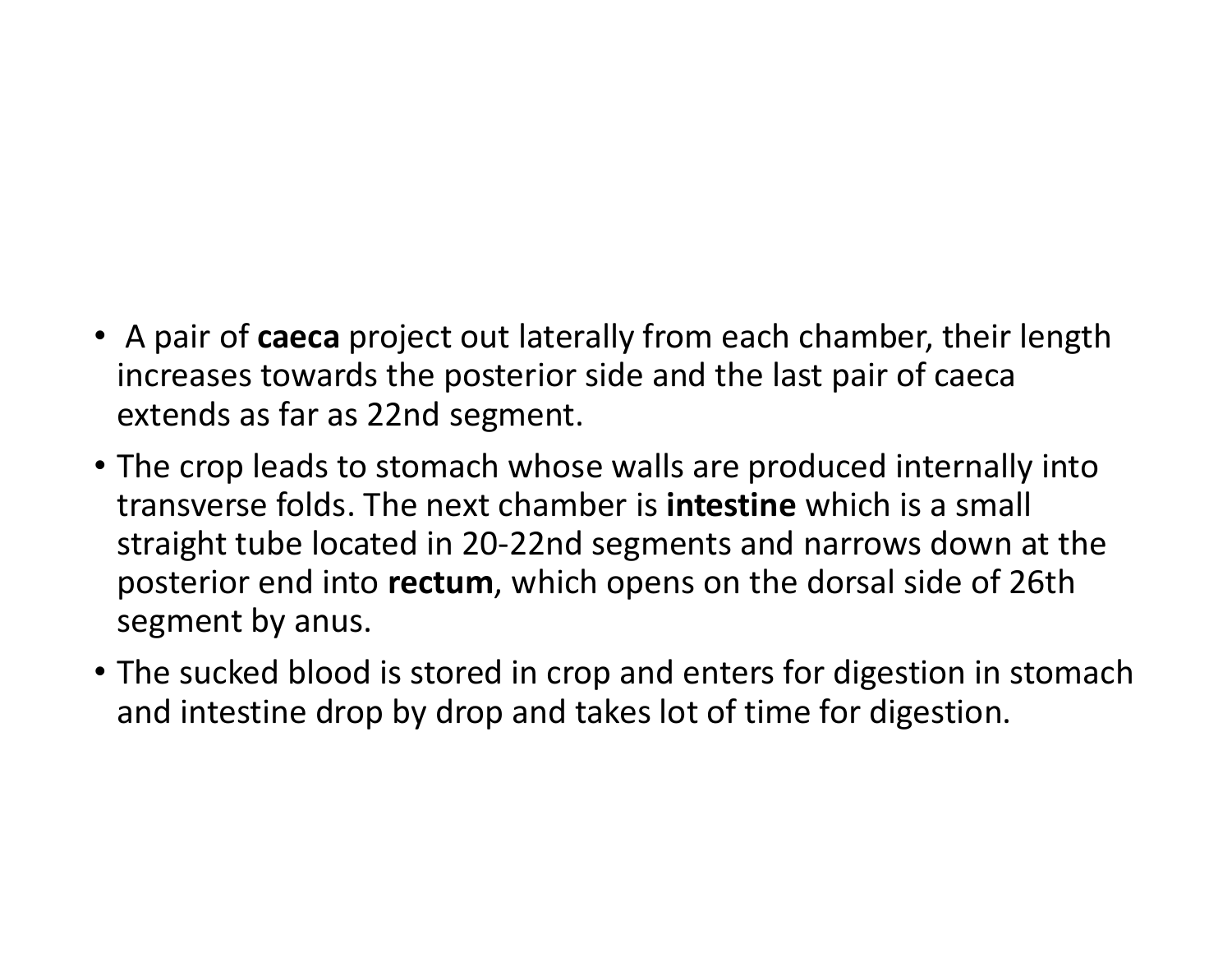- A pair of **caeca** project out laterally from each chamber, their length increases towards the posterior side and the last pair of caeca extends as far as 22nd segment.
- The crop leads to stomach whose walls are produced internally into transverse folds. The next chamber is **intestine** which is a small straight tube located in 20-22nd segments and narrows down at the posterior end into **rectum**, which opens on the dorsal side of 26th segment by anus.
- The sucked blood is stored in crop and enters for digestion in stomach and intestine drop by drop and takes lot of time for digestion.